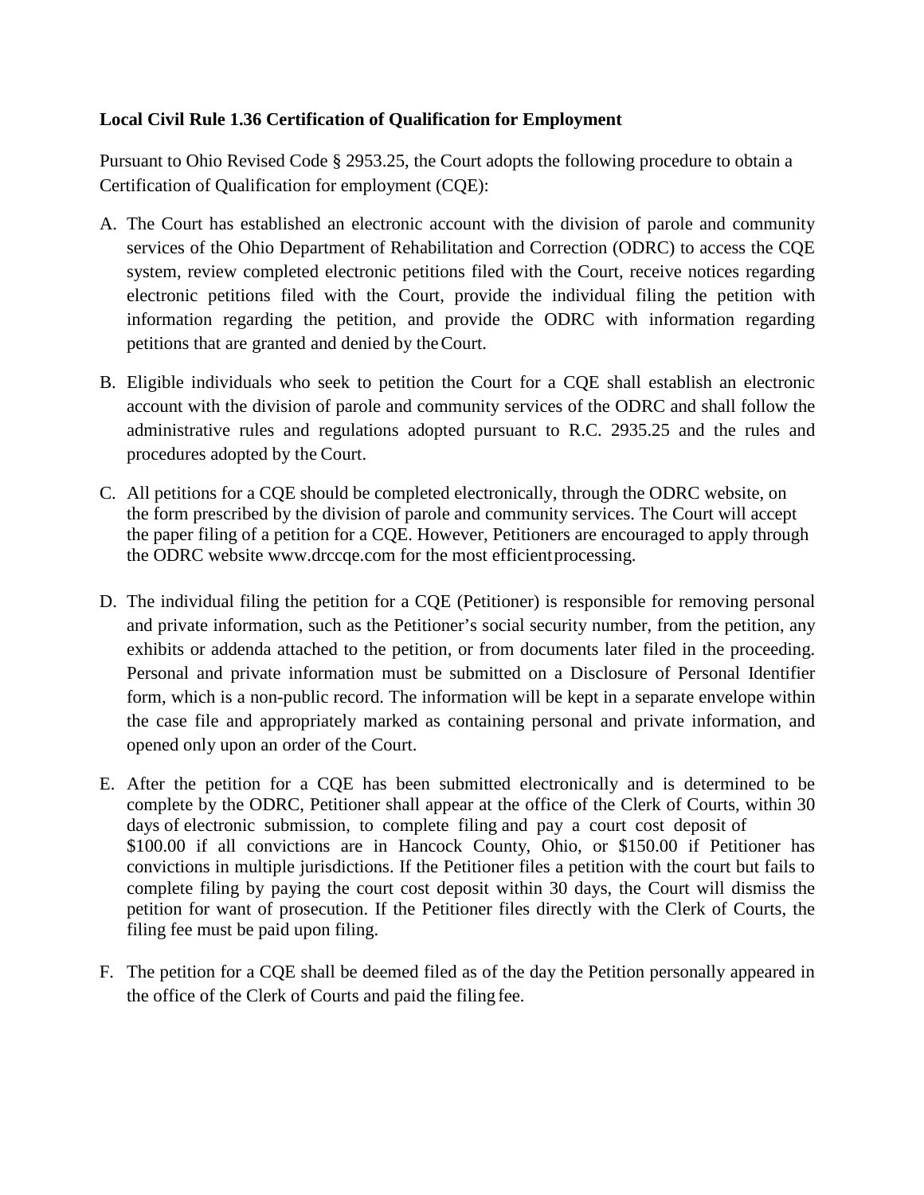**Local Civil Rule 1.36 Certification of Qualification for Employment**

Pursuant to Ohio Revised Code § 2953.25, the Court adopts the following procedure to obtain a Certification of Qualification for employment (CQE):

A. The Court has established an electronic account with the division of parole and community services of the Ohio Department of Rehabilitation and Correction (ODRC) to access the CQE system, review completed electronic petitions filed with the Court, receive notices regarding electronic petitions filed with the Court, provide the individual filing the petition with information regarding the petition, and provide the ODRC with information regarding petitions that are granted and denied by the Court.

B. Eligible individuals who seek to petition the Court for a CQE shall establish an electronic account with the division of parole and community services of the ODRC and shall follow the administrative rules and regulations adopted pursuant to R.C. 2935.25 and the rules and procedures adopted by the Court.

C. All petitions for a CQE should be completed electronically, through the ODRC website, on the form prescribed by the division of parole and community services. The Court will accept the paper filing of a petition for a CQE. However, Petitioners are encouraged to apply through the ODRC website www.drccqe.com for the most efficient processing.

D. The individual filing the petition for a CQE (Petitioner) is responsible for removing personal and private information, such as the Petitioner's social security number, from the petition, any exhibits or addenda attached to the petition, or from documents later filed in the proceeding. Personal and private information must be submitted on a Disclosure of Personal Identifier form, which is a non-public record. The information will be kept in a separate envelope within the case file and appropriately marked as containing personal and private information, and opened only upon an order of the Court.

E. After the petition for a CQE has been submitted electronically and is determined to be complete by the ODRC, Petitioner shall appear at the office of the Clerk of Courts, within 30 days of electronic submission, to complete filing and pay a court cost deposit of $100.00 if all convictions are in Hancock County, Ohio, or $150.00 if Petitioner has convictions in multiple jurisdictions. If the Petitioner files a petition with the court but fails to complete filing by paying the court cost deposit within 30 days, the Court will dismiss the petition for want of prosecution. If the Petitioner files directly with the Clerk of Courts, the filing fee must be paid upon filing.

F. The petition for a CQE shall be deemed filed as of the day the Petition personally appeared in the office of the Clerk of Courts and paid the filing fee.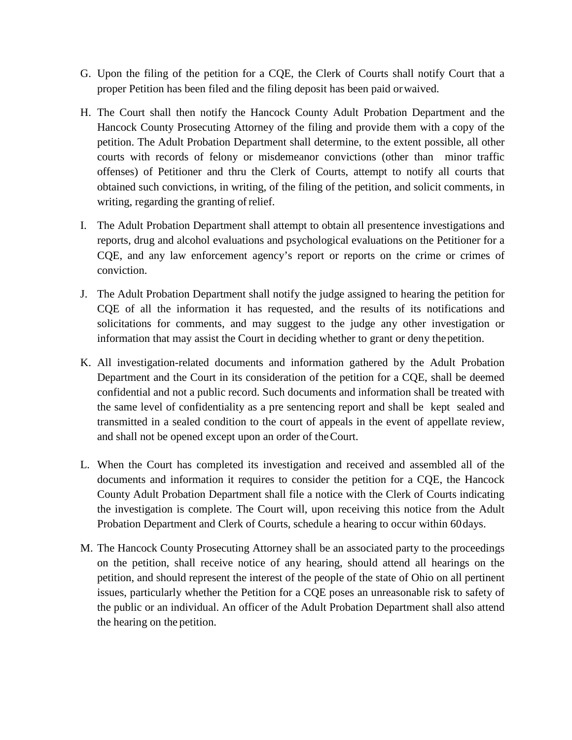G. Upon the filing of the petition for a CQE, the Clerk of Courts shall notify Court that a proper Petition has been filed and the filing deposit has been paid or waived.

H. The Court shall then notify the Hancock County Adult Probation Department and the Hancock County Prosecuting Attorney of the filing and provide them with a copy of the petition. The Adult Probation Department shall determine, to the extent possible, all other courts with records of felony or misdemeanor convictions (other than minor traffic offenses) of Petitioner and thru the Clerk of Courts, attempt to notify all courts that obtained such convictions, in writing, of the filing of the petition, and solicit comments, in writing, regarding the granting of relief.

I. The Adult Probation Department shall attempt to obtain all presentence investigations and reports, drug and alcohol evaluations and psychological evaluations on the Petitioner for a CQE, and any law enforcement agency's report or reports on the crime or crimes of conviction.

J. The Adult Probation Department shall notify the judge assigned to hearing the petition for CQE of all the information it has requested, and the results of its notifications and solicitations for comments, and may suggest to the judge any other investigation or information that may assist the Court in deciding whether to grant or deny the petition.

K. All investigation-related documents and information gathered by the Adult Probation Department and the Court in its consideration of the petition for a CQE, shall be deemed confidential and not a public record. Such documents and information shall be treated with the same level of confidentiality as a pre sentencing report and shall be kept sealed and transmitted in a sealed condition to the court of appeals in the event of appellate review, and shall not be opened except upon an order of the Court.

L. When the Court has completed its investigation and received and assembled all of the documents and information it requires to consider the petition for a CQE, the Hancock County Adult Probation Department shall file a notice with the Clerk of Courts indicating the investigation is complete. The Court will, upon receiving this notice from the Adult Probation Department and Clerk of Courts, schedule a hearing to occur within 60 days.

M. The Hancock County Prosecuting Attorney shall be an associated party to the proceedings on the petition, shall receive notice of any hearing, should attend all hearings on the petition, and should represent the interest of the people of the state of Ohio on all pertinent issues, particularly whether the Petition for a CQE poses an unreasonable risk to safety of the public or an individual. An officer of the Adult Probation Department shall also attend the hearing on the petition.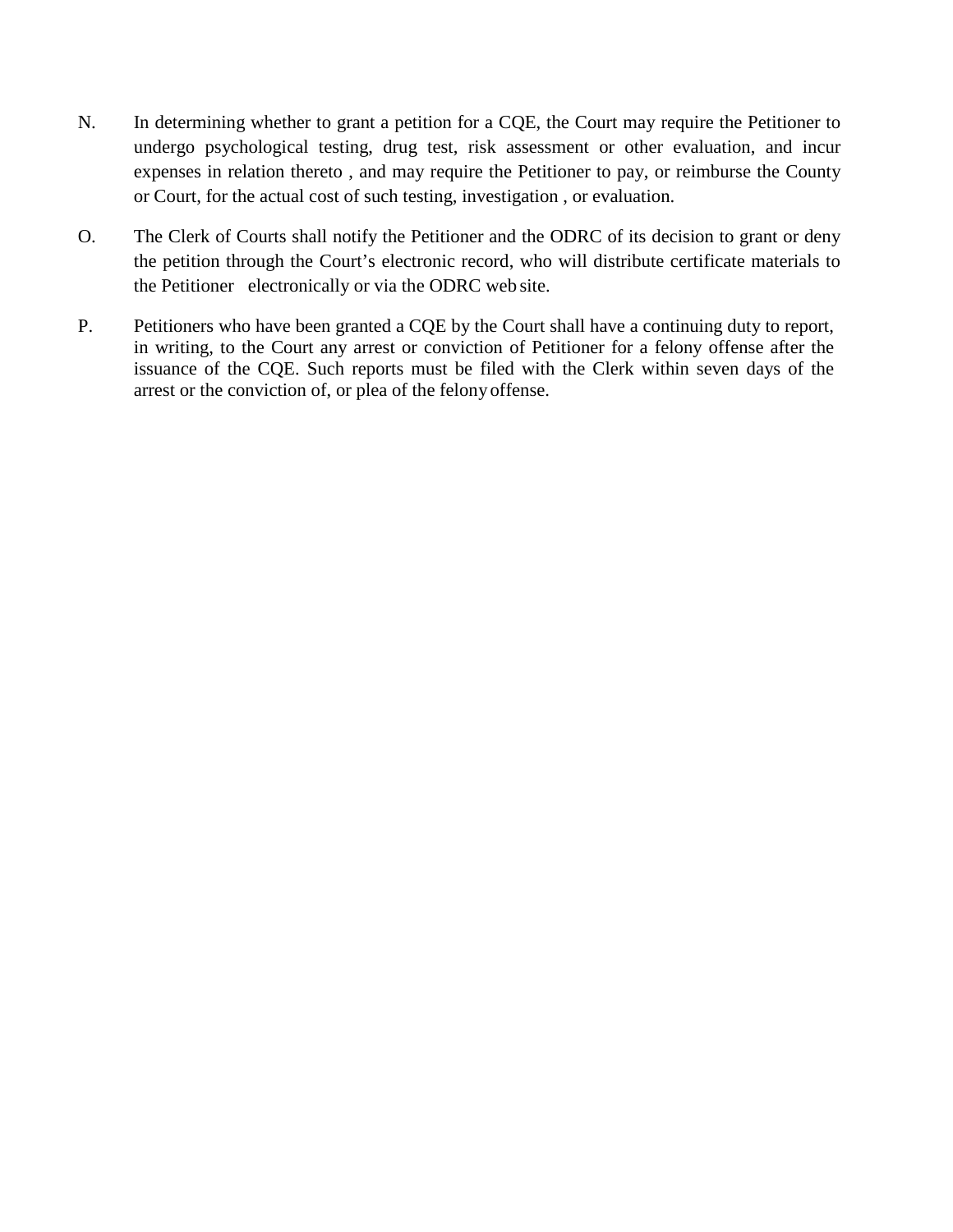N. In determining whether to grant a petition for a CQE, the Court may require the Petitioner to undergo psychological testing, drug test, risk assessment or other evaluation, and incur expenses in relation thereto , and may require the Petitioner to pay, or reimburse the County or Court, for the actual cost of such testing, investigation , or evaluation.

O. The Clerk of Courts shall notify the Petitioner and the ODRC of its decision to grant or deny the petition through the Court's electronic record, who will distribute certificate materials to the Petitioner electronically or via the ODRC web site.

P. Petitioners who have been granted a CQE by the Court shall have a continuing duty to report, in writing, to the Court any arrest or conviction of Petitioner for a felony offense after the issuance of the CQE. Such reports must be filed with the Clerk within seven days of the arrest or the conviction of, or plea of the felony offense.